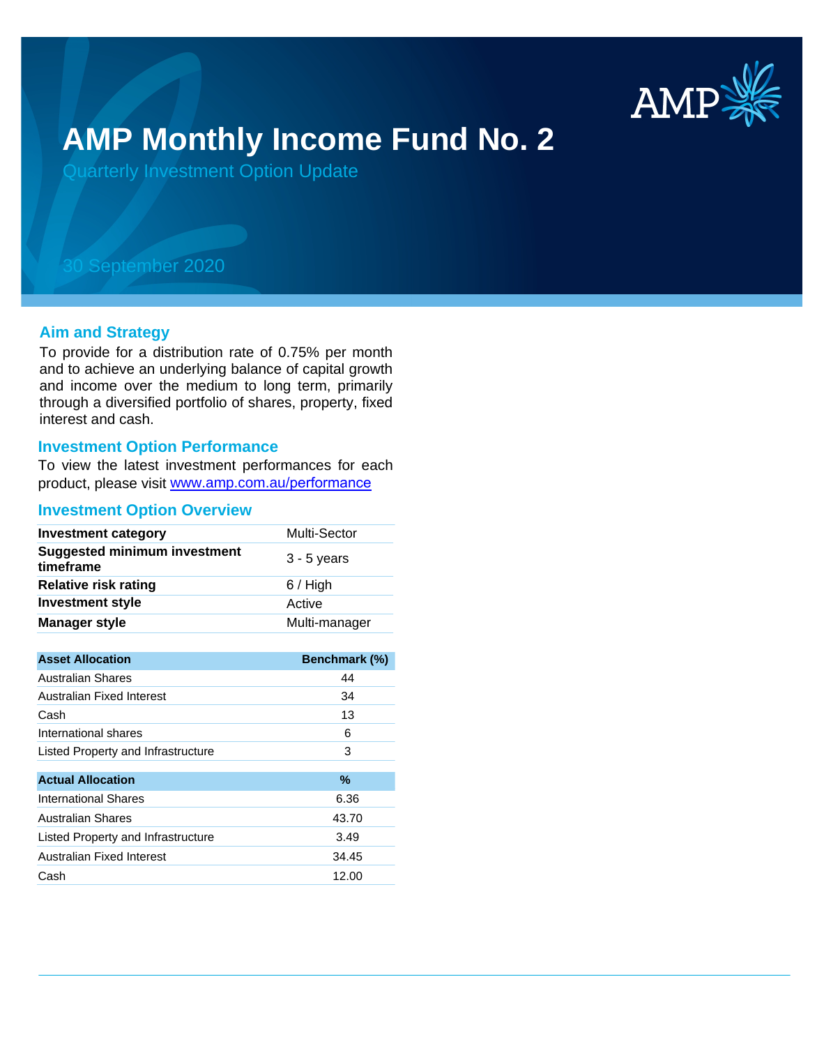# AMP Monthly Income Fund No. 2

Quarterly Investment Option Update

30 September 2020

## Aim and Strategy

To provide for a distribution rate of 0.75% per month and to achieve an underlying balance of capital growth and income over the medium to long term, primarily through a diversified portfolio of shares, property, fixed interest and cash.

## Investment Option Performance

To view the latest investment performances for each product, please visit www.amp.com.au/performance

## Investment Option Overview

| | |
|---|---|
| **Investment category** | Multi-Sector |
| **Suggested minimum investment timeframe** | 3 - 5 years |
| **Relative risk rating** | 6 / High |
| **Investment style** | Active |
| **Manager style** | Multi-manager |

| Asset Allocation | Benchmark (%) |
|---|---|
| Australian Shares | 44 |
| Australian Fixed Interest | 34 |
| Cash | 13 |
| International shares | 6 |
| Listed Property and Infrastructure | 3 |

| Actual Allocation | % |
|---|---|
| International Shares | 6.36 |
| Australian Shares | 43.70 |
| Listed Property and Infrastructure | 3.49 |
| Australian Fixed Interest | 34.45 |
| Cash | 12.00 |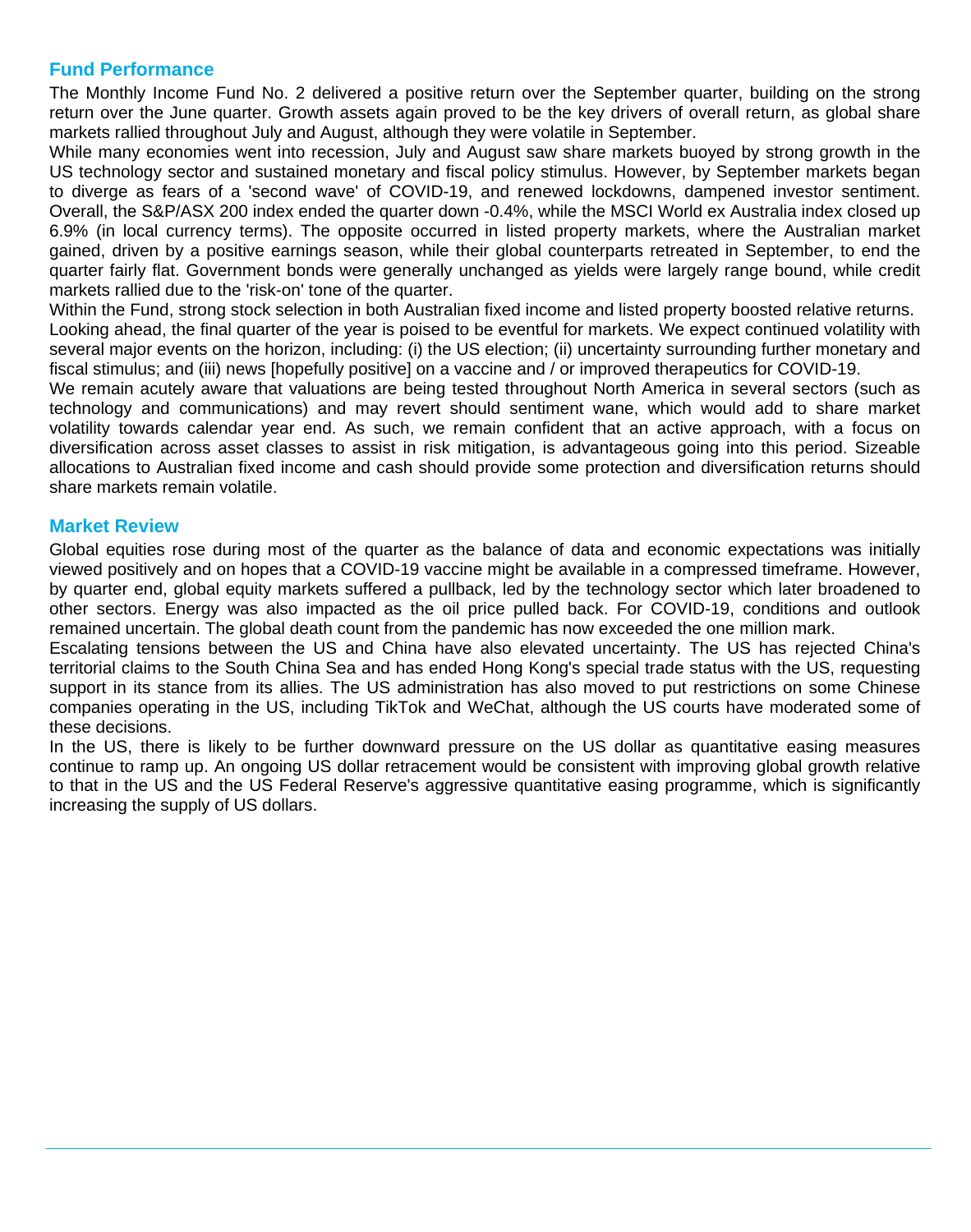## Fund Performance

The Monthly Income Fund No. 2 delivered a positive return over the September quarter, building on the strong return over the June quarter. Growth assets again proved to be the key drivers of overall return, as global share markets rallied throughout July and August, although they were volatile in September.

While many economies went into recession, July and August saw share markets buoyed by strong growth in the US technology sector and sustained monetary and fiscal policy stimulus. However, by September markets began to diverge as fears of a 'second wave' of COVID-19, and renewed lockdowns, dampened investor sentiment. Overall, the S&P/ASX 200 index ended the quarter down -0.4%, while the MSCI World ex Australia index closed up 6.9% (in local currency terms). The opposite occurred in listed property markets, where the Australian market gained, driven by a positive earnings season, while their global counterparts retreated in September, to end the quarter fairly flat. Government bonds were generally unchanged as yields were largely range bound, while credit markets rallied due to the 'risk-on' tone of the quarter.

Within the Fund, strong stock selection in both Australian fixed income and listed property boosted relative returns.

Looking ahead, the final quarter of the year is poised to be eventful for markets. We expect continued volatility with several major events on the horizon, including: (i) the US election; (ii) uncertainty surrounding further monetary and fiscal stimulus; and (iii) news [hopefully positive] on a vaccine and / or improved therapeutics for COVID-19.

We remain acutely aware that valuations are being tested throughout North America in several sectors (such as technology and communications) and may revert should sentiment wane, which would add to share market volatility towards calendar year end. As such, we remain confident that an active approach, with a focus on diversification across asset classes to assist in risk mitigation, is advantageous going into this period. Sizeable allocations to Australian fixed income and cash should provide some protection and diversification returns should share markets remain volatile.

## Market Review

Global equities rose during most of the quarter as the balance of data and economic expectations was initially viewed positively and on hopes that a COVID-19 vaccine might be available in a compressed timeframe. However, by quarter end, global equity markets suffered a pullback, led by the technology sector which later broadened to other sectors. Energy was also impacted as the oil price pulled back. For COVID-19, conditions and outlook remained uncertain. The global death count from the pandemic has now exceeded the one million mark.

Escalating tensions between the US and China have also elevated uncertainty. The US has rejected China's territorial claims to the South China Sea and has ended Hong Kong's special trade status with the US, requesting support in its stance from its allies. The US administration has also moved to put restrictions on some Chinese companies operating in the US, including TikTok and WeChat, although the US courts have moderated some of these decisions.

In the US, there is likely to be further downward pressure on the US dollar as quantitative easing measures continue to ramp up. An ongoing US dollar retracement would be consistent with improving global growth relative to that in the US and the US Federal Reserve's aggressive quantitative easing programme, which is significantly increasing the supply of US dollars.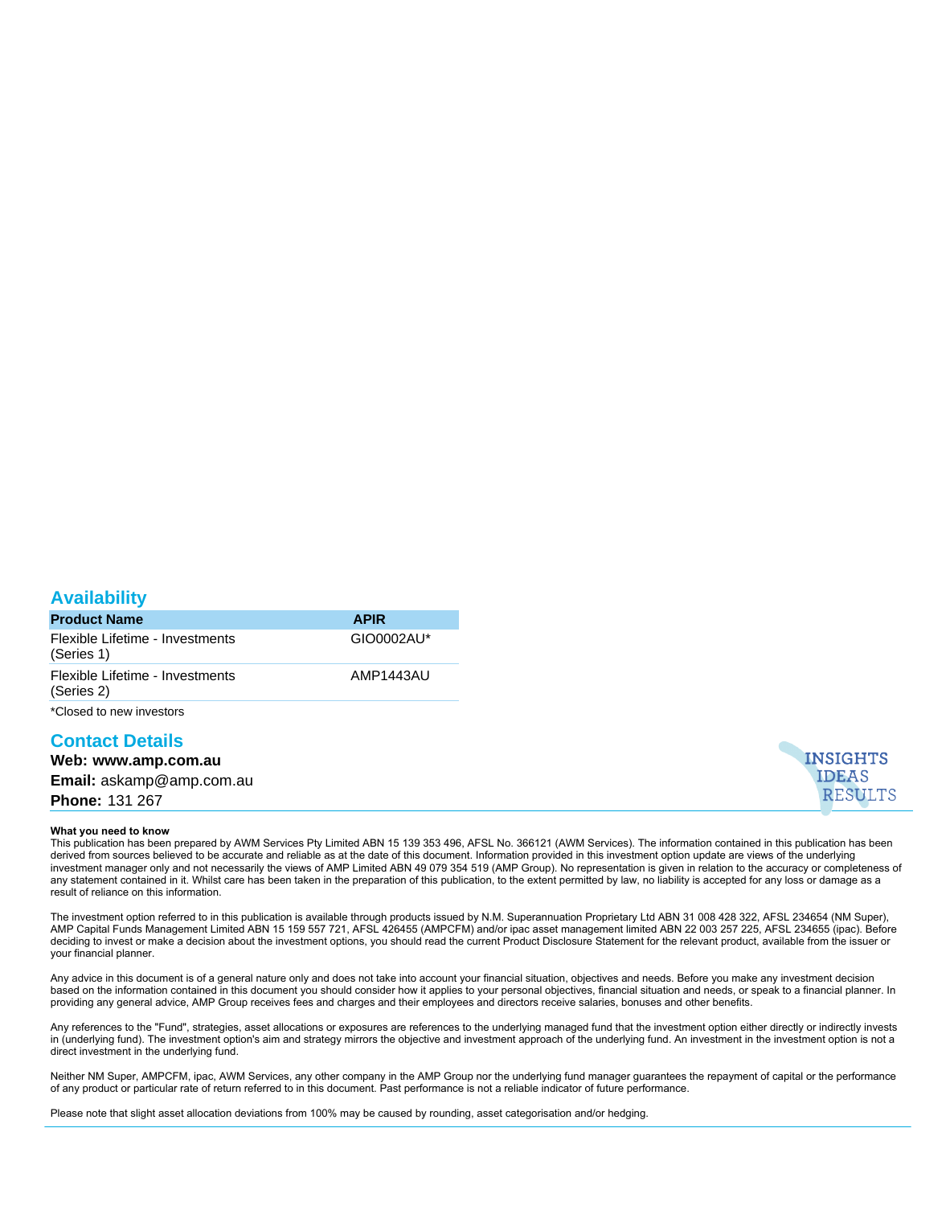## Availability

| Product Name | APIR |
|---|---|
| Flexible Lifetime - Investments (Series 1) | GIO0002AU* |
| Flexible Lifetime - Investments (Series 2) | AMP1443AU |

*Closed to new investors

## Contact Details

**Web: www.amp.com.au**

**Email:** askamp@amp.com.au

**Phone:** 131 267

INSIGHTS
IDEAS
RESULTS

**What you need to know**

This publication has been prepared by AWM Services Pty Limited ABN 15 139 353 496, AFSL No. 366121 (AWM Services). The information contained in this publication has been derived from sources believed to be accurate and reliable as at the date of this document. Information provided in this investment option update are views of the underlying investment manager only and not necessarily the views of AMP Limited ABN 49 079 354 519 (AMP Group). No representation is given in relation to the accuracy or completeness of any statement contained in it. Whilst care has been taken in the preparation of this publication, to the extent permitted by law, no liability is accepted for any loss or damage as a result of reliance on this information.

The investment option referred to in this publication is available through products issued by N.M. Superannuation Proprietary Ltd ABN 31 008 428 322, AFSL 234654 (NM Super), AMP Capital Funds Management Limited ABN 15 159 557 721, AFSL 426455 (AMPCFM) and/or ipac asset management limited ABN 22 003 257 225, AFSL 234655 (ipac). Before deciding to invest or make a decision about the investment options, you should read the current Product Disclosure Statement for the relevant product, available from the issuer or your financial planner.

Any advice in this document is of a general nature only and does not take into account your financial situation, objectives and needs. Before you make any investment decision based on the information contained in this document you should consider how it applies to your personal objectives, financial situation and needs, or speak to a financial planner. In providing any general advice, AMP Group receives fees and charges and their employees and directors receive salaries, bonuses and other benefits.

Any references to the "Fund", strategies, asset allocations or exposures are references to the underlying managed fund that the investment option either directly or indirectly invests in (underlying fund). The investment option's aim and strategy mirrors the objective and investment approach of the underlying fund. An investment in the investment option is not a direct investment in the underlying fund.

Neither NM Super, AMPCFM, ipac, AWM Services, any other company in the AMP Group nor the underlying fund manager guarantees the repayment of capital or the performance of any product or particular rate of return referred to in this document. Past performance is not a reliable indicator of future performance.

Please note that slight asset allocation deviations from 100% may be caused by rounding, asset categorisation and/or hedging.